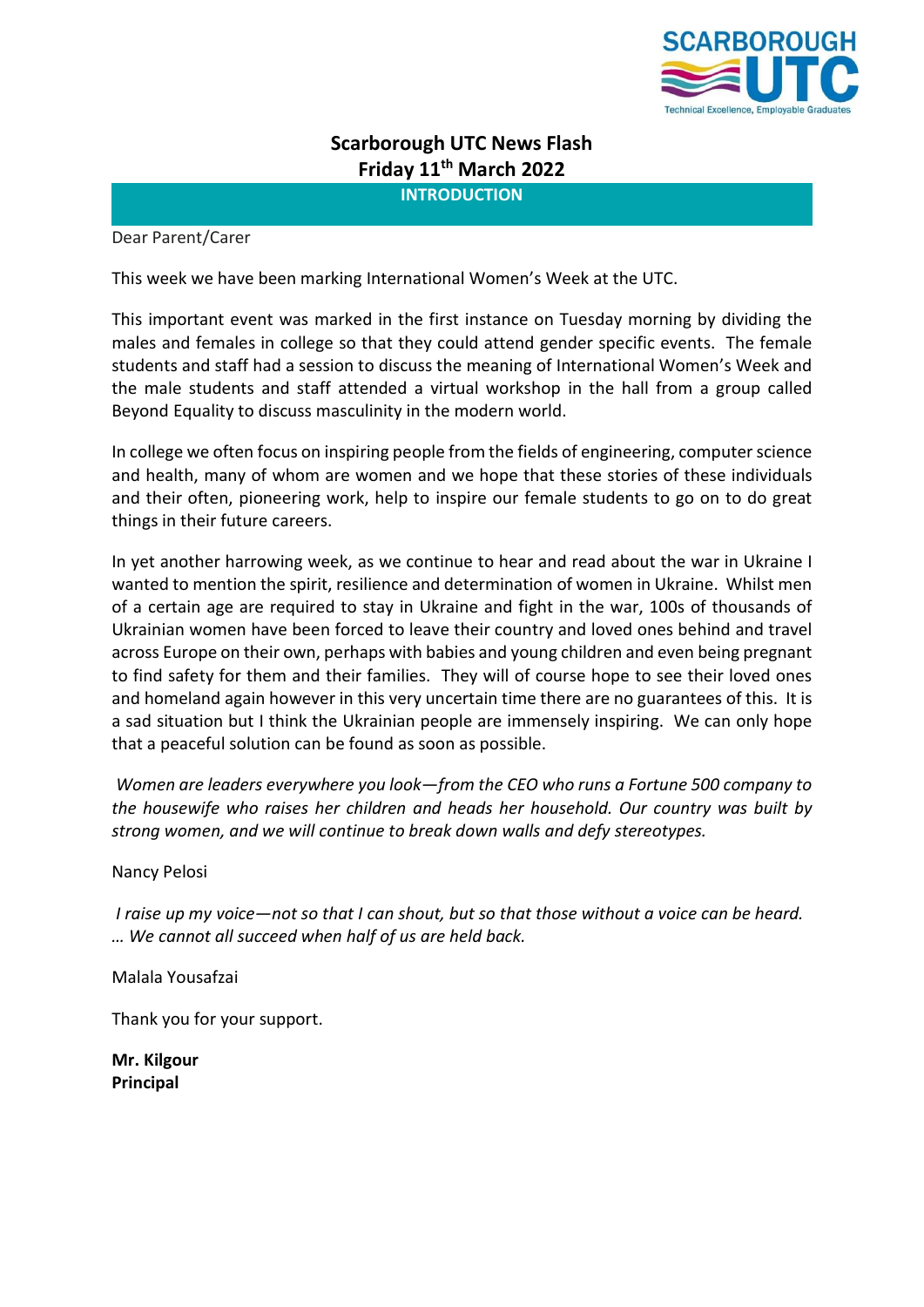# Scarborough UTC News Flash
# Friday 11th March 2022

## INTRODUCTION

Dear Parent/Carer

This week we have been marking International Women's Week at the UTC.

This important event was marked in the first instance on Tuesday morning by dividing the males and females in college so that they could attend gender specific events. The female students and staff had a session to discuss the meaning of International Women's Week and the male students and staff attended a virtual workshop in the hall from a group called Beyond Equality to discuss masculinity in the modern world.

In college we often focus on inspiring people from the fields of engineering, computer science and health, many of whom are women and we hope that these stories of these individuals and their often, pioneering work, help to inspire our female students to go on to do great things in their future careers.

In yet another harrowing week, as we continue to hear and read about the war in Ukraine I wanted to mention the spirit, resilience and determination of women in Ukraine. Whilst men of a certain age are required to stay in Ukraine and fight in the war, 100s of thousands of Ukrainian women have been forced to leave their country and loved ones behind and travel across Europe on their own, perhaps with babies and young children and even being pregnant to find safety for them and their families. They will of course hope to see their loved ones and homeland again however in this very uncertain time there are no guarantees of this. It is a sad situation but I think the Ukrainian people are immensely inspiring. We can only hope that a peaceful solution can be found as soon as possible.

*Women are leaders everywhere you look—from the CEO who runs a Fortune 500 company to the housewife who raises her children and heads her household. Our country was built by strong women, and we will continue to break down walls and defy stereotypes.*

Nancy Pelosi

*I raise up my voice—not so that I can shout, but so that those without a voice can be heard. … We cannot all succeed when half of us are held back.*

Malala Yousafzai

Thank you for your support.

**Mr. Kilgour**
**Principal**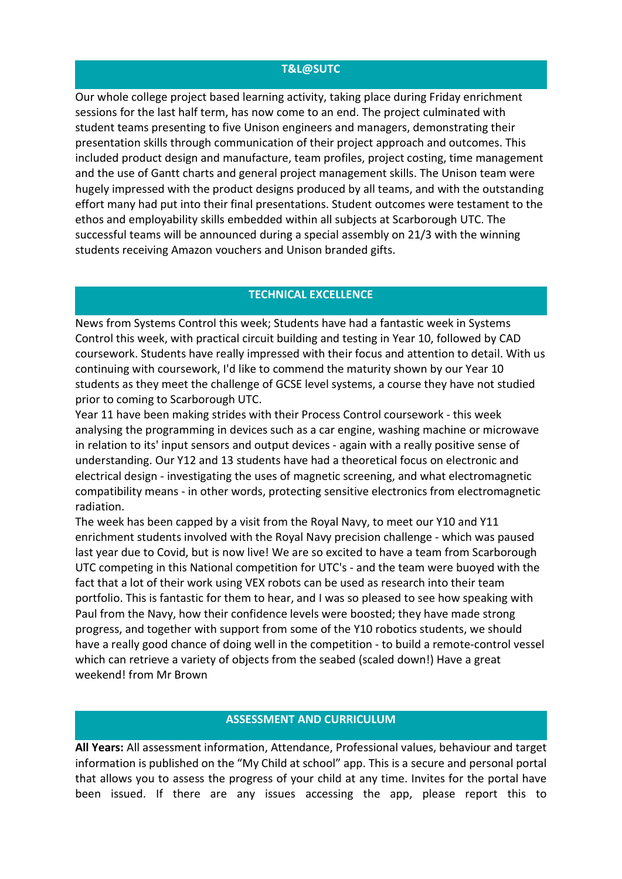## T&L@SUTC

Our whole college project based learning activity, taking place during Friday enrichment sessions for the last half term, has now come to an end. The project culminated with student teams presenting to five Unison engineers and managers, demonstrating their presentation skills through communication of their project approach and outcomes. This included product design and manufacture, team profiles, project costing, time management and the use of Gantt charts and general project management skills. The Unison team were hugely impressed with the product designs produced by all teams, and with the outstanding effort many had put into their final presentations. Student outcomes were testament to the ethos and employability skills embedded within all subjects at Scarborough UTC. The successful teams will be announced during a special assembly on 21/3 with the winning students receiving Amazon vouchers and Unison branded gifts.

## TECHNICAL EXCELLENCE

News from Systems Control this week; Students have had a fantastic week in Systems Control this week, with practical circuit building and testing in Year 10, followed by CAD coursework. Students have really impressed with their focus and attention to detail. With us continuing with coursework, I'd like to commend the maturity shown by our Year 10 students as they meet the challenge of GCSE level systems, a course they have not studied prior to coming to Scarborough UTC.

Year 11 have been making strides with their Process Control coursework - this week analysing the programming in devices such as a car engine, washing machine or microwave in relation to its' input sensors and output devices - again with a really positive sense of understanding. Our Y12 and 13 students have had a theoretical focus on electronic and electrical design - investigating the uses of magnetic screening, and what electromagnetic compatibility means - in other words, protecting sensitive electronics from electromagnetic radiation.

The week has been capped by a visit from the Royal Navy, to meet our Y10 and Y11 enrichment students involved with the Royal Navy precision challenge - which was paused last year due to Covid, but is now live! We are so excited to have a team from Scarborough UTC competing in this National competition for UTC's - and the team were buoyed with the fact that a lot of their work using VEX robots can be used as research into their team portfolio. This is fantastic for them to hear, and I was so pleased to see how speaking with Paul from the Navy, how their confidence levels were boosted; they have made strong progress, and together with support from some of the Y10 robotics students, we should have a really good chance of doing well in the competition - to build a remote-control vessel which can retrieve a variety of objects from the seabed (scaled down!) Have a great weekend! from Mr Brown

## ASSESSMENT AND CURRICULUM

**All Years:** All assessment information, Attendance, Professional values, behaviour and target information is published on the "My Child at school" app. This is a secure and personal portal that allows you to assess the progress of your child at any time. Invites for the portal have been issued. If there are any issues accessing the app, please report this to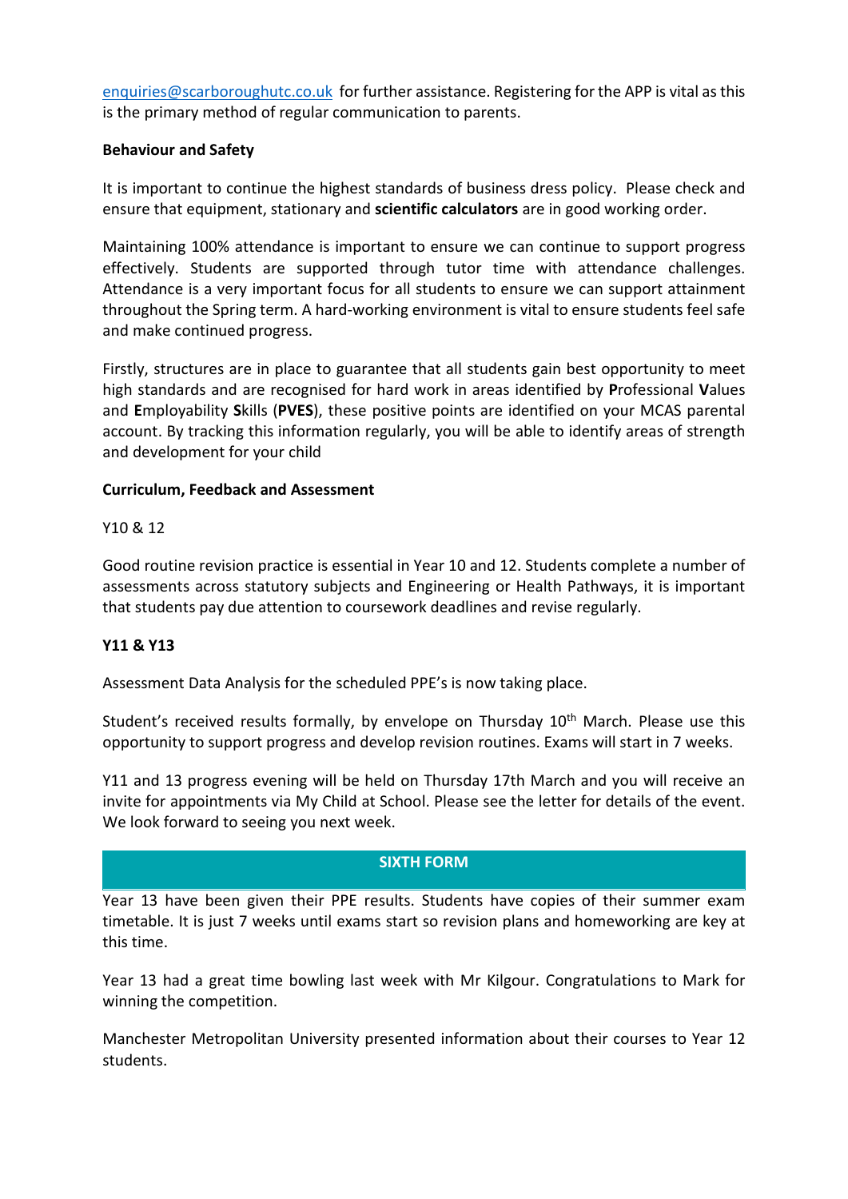enquiries@scarboroughutc.co.uk for further assistance. Registering for the APP is vital as this is the primary method of regular communication to parents.

**Behaviour and Safety**

It is important to continue the highest standards of business dress policy. Please check and ensure that equipment, stationary and **scientific calculators** are in good working order.

Maintaining 100% attendance is important to ensure we can continue to support progress effectively. Students are supported through tutor time with attendance challenges. Attendance is a very important focus for all students to ensure we can support attainment throughout the Spring term. A hard-working environment is vital to ensure students feel safe and make continued progress.

Firstly, structures are in place to guarantee that all students gain best opportunity to meet high standards and are recognised for hard work in areas identified by **P**rofessional **V**alues and **E**mployability **S**kills (**PVES**), these positive points are identified on your MCAS parental account. By tracking this information regularly, you will be able to identify areas of strength and development for your child

**Curriculum, Feedback and Assessment**

Y10 & 12

Good routine revision practice is essential in Year 10 and 12. Students complete a number of assessments across statutory subjects and Engineering or Health Pathways, it is important that students pay due attention to coursework deadlines and revise regularly.

**Y11 & Y13**

Assessment Data Analysis for the scheduled PPE's is now taking place.

Student's received results formally, by envelope on Thursday 10th March. Please use this opportunity to support progress and develop revision routines. Exams will start in 7 weeks.

Y11 and 13 progress evening will be held on Thursday 17th March and you will receive an invite for appointments via My Child at School. Please see the letter for details of the event. We look forward to seeing you next week.

## SIXTH FORM

Year 13 have been given their PPE results. Students have copies of their summer exam timetable. It is just 7 weeks until exams start so revision plans and homeworking are key at this time.

Year 13 had a great time bowling last week with Mr Kilgour. Congratulations to Mark for winning the competition.

Manchester Metropolitan University presented information about their courses to Year 12 students.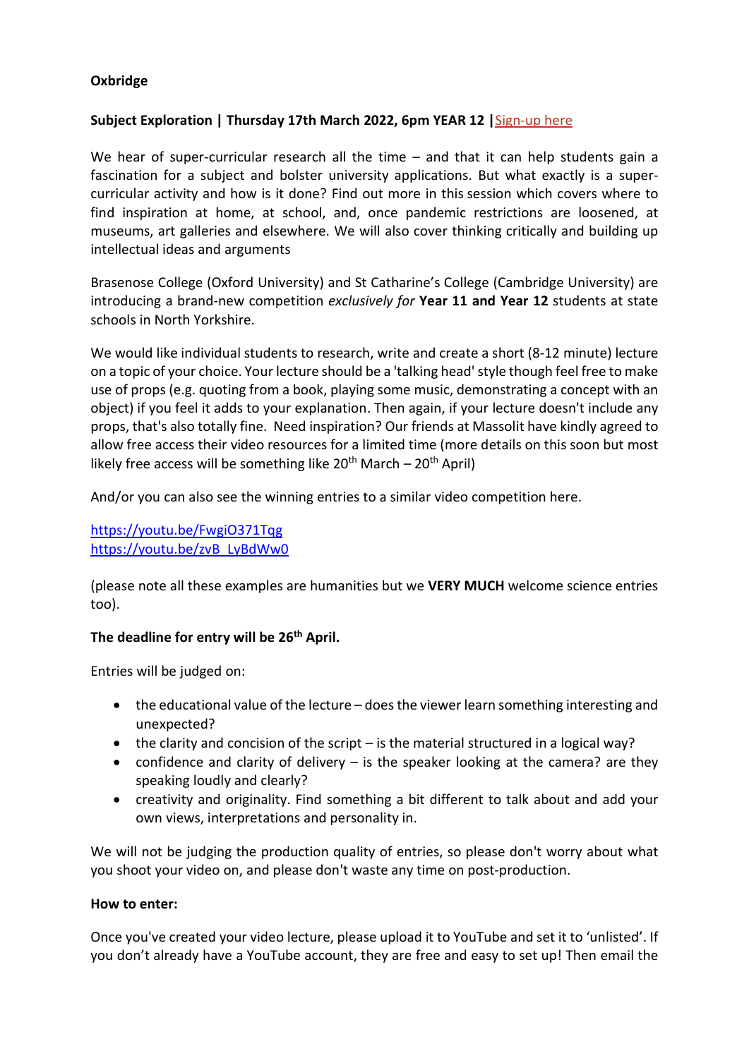**Oxbridge**

**Subject Exploration | Thursday 17th March 2022, 6pm YEAR 12 |**Sign-up here

We hear of super-curricular research all the time – and that it can help students gain a fascination for a subject and bolster university applications. But what exactly is a super-curricular activity and how is it done? Find out more in this session which covers where to find inspiration at home, at school, and, once pandemic restrictions are loosened, at museums, art galleries and elsewhere. We will also cover thinking critically and building up intellectual ideas and arguments

Brasenose College (Oxford University) and St Catharine's College (Cambridge University) are introducing a brand-new competition *exclusively for* **Year 11 and Year 12** students at state schools in North Yorkshire.

We would like individual students to research, write and create a short (8-12 minute) lecture on a topic of your choice. Your lecture should be a 'talking head' style though feel free to make use of props (e.g. quoting from a book, playing some music, demonstrating a concept with an object) if you feel it adds to your explanation. Then again, if your lecture doesn't include any props, that's also totally fine. Need inspiration? Our friends at Massolit have kindly agreed to allow free access their video resources for a limited time (more details on this soon but most likely free access will be something like 20th March – 20th April)

And/or you can also see the winning entries to a similar video competition here.

https://youtu.be/FwgiO371Tqg
https://youtu.be/zvB_LyBdWw0

(please note all these examples are humanities but we **VERY MUCH** welcome science entries too).

**The deadline for entry will be 26th April.**

Entries will be judged on:

- the educational value of the lecture – does the viewer learn something interesting and unexpected?
- the clarity and concision of the script – is the material structured in a logical way?
- confidence and clarity of delivery – is the speaker looking at the camera? are they speaking loudly and clearly?
- creativity and originality. Find something a bit different to talk about and add your own views, interpretations and personality in.

We will not be judging the production quality of entries, so please don't worry about what you shoot your video on, and please don't waste any time on post-production.

**How to enter:**

Once you've created your video lecture, please upload it to YouTube and set it to 'unlisted'. If you don't already have a YouTube account, they are free and easy to set up! Then email the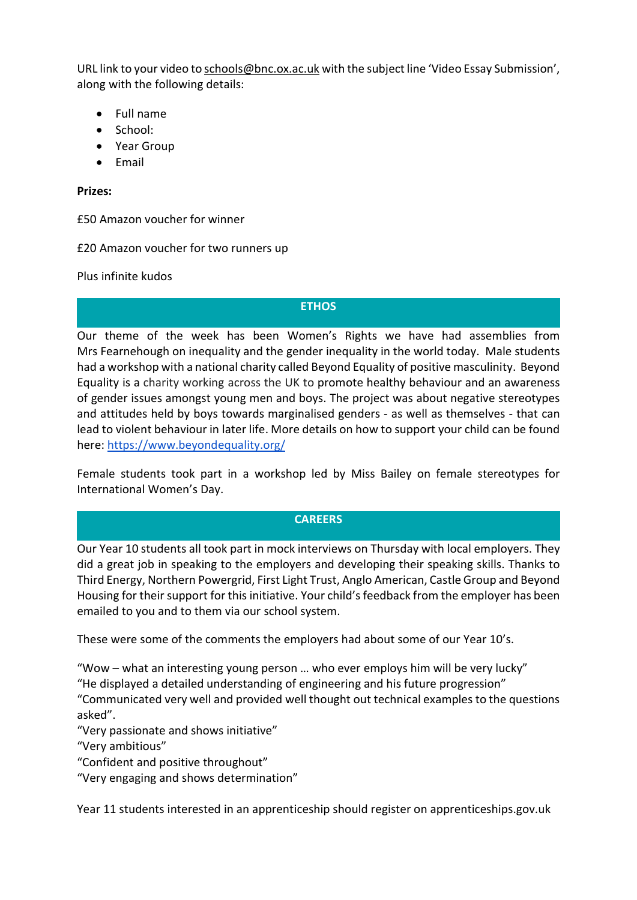URL link to your video to schools@bnc.ox.ac.uk with the subject line 'Video Essay Submission', along with the following details:

- Full name
- School:
- Year Group
- Email

**Prizes:**

£50 Amazon voucher for winner

£20 Amazon voucher for two runners up

Plus infinite kudos

## ETHOS

Our theme of the week has been Women's Rights we have had assemblies from Mrs Fearnehough on inequality and the gender inequality in the world today. Male students had a workshop with a national charity called Beyond Equality of positive masculinity. Beyond Equality is a charity working across the UK to promote healthy behaviour and an awareness of gender issues amongst young men and boys. The project was about negative stereotypes and attitudes held by boys towards marginalised genders - as well as themselves - that can lead to violent behaviour in later life. More details on how to support your child can be found here: https://www.beyondequality.org/

Female students took part in a workshop led by Miss Bailey on female stereotypes for International Women's Day.

## CAREERS

Our Year 10 students all took part in mock interviews on Thursday with local employers. They did a great job in speaking to the employers and developing their speaking skills. Thanks to Third Energy, Northern Powergrid, First Light Trust, Anglo American, Castle Group and Beyond Housing for their support for this initiative. Your child's feedback from the employer has been emailed to you and to them via our school system.

These were some of the comments the employers had about some of our Year 10's.

"Wow – what an interesting young person … who ever employs him will be very lucky"
"He displayed a detailed understanding of engineering and his future progression"
"Communicated very well and provided well thought out technical examples to the questions asked".
"Very passionate and shows initiative"
"Very ambitious"
"Confident and positive throughout"
"Very engaging and shows determination"

Year 11 students interested in an apprenticeship should register on apprenticeships.gov.uk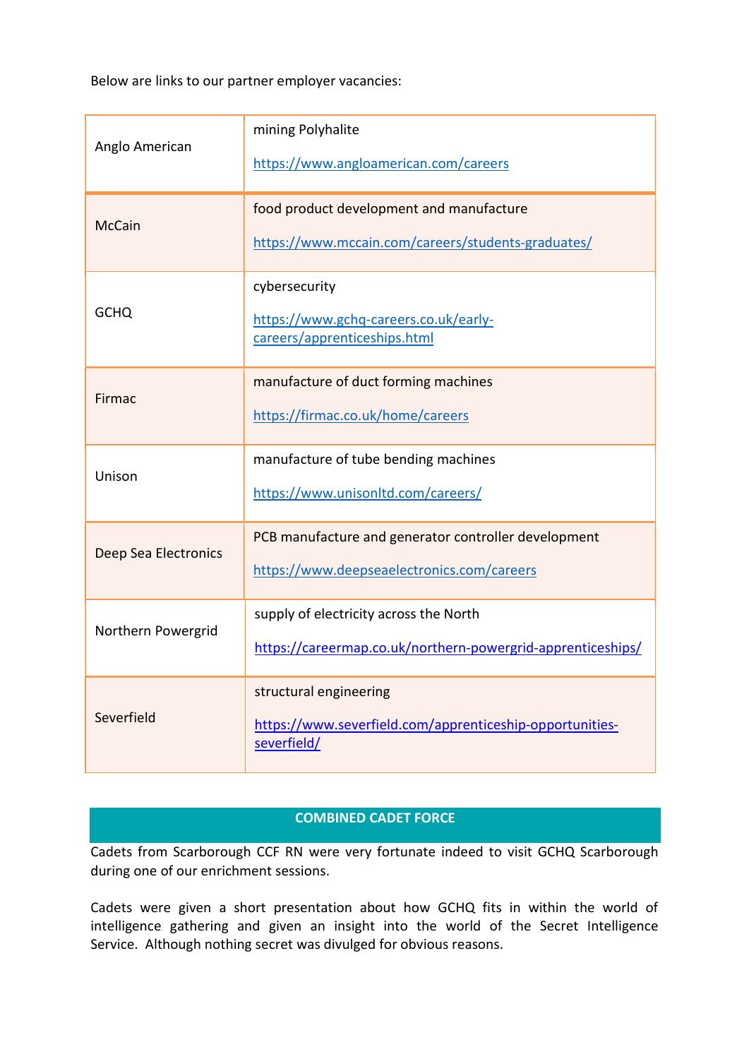Below are links to our partner employer vacancies:

| | |
|---|---|
| Anglo American | mining Polyhalite<br>https://www.angloamerican.com/careers |
| McCain | food product development and manufacture<br>https://www.mccain.com/careers/students-graduates/ |
| GCHQ | cybersecurity<br>https://www.gchq-careers.co.uk/early-careers/apprenticeships.html |
| Firmac | manufacture of duct forming machines<br>https://firmac.co.uk/home/careers |
| Unison | manufacture of tube bending machines<br>https://www.unisonltd.com/careers/ |
| Deep Sea Electronics | PCB manufacture and generator controller development<br>https://www.deepseaelectronics.com/careers |
| Northern Powergrid | supply of electricity across the North<br>https://careermap.co.uk/northern-powergrid-apprenticeships/ |
| Severfield | structural engineering<br>https://www.severfield.com/apprenticeship-opportunities-severfield/ |

## COMBINED CADET FORCE

Cadets from Scarborough CCF RN were very fortunate indeed to visit GCHQ Scarborough during one of our enrichment sessions.

Cadets were given a short presentation about how GCHQ fits in within the world of intelligence gathering and given an insight into the world of the Secret Intelligence Service. Although nothing secret was divulged for obvious reasons.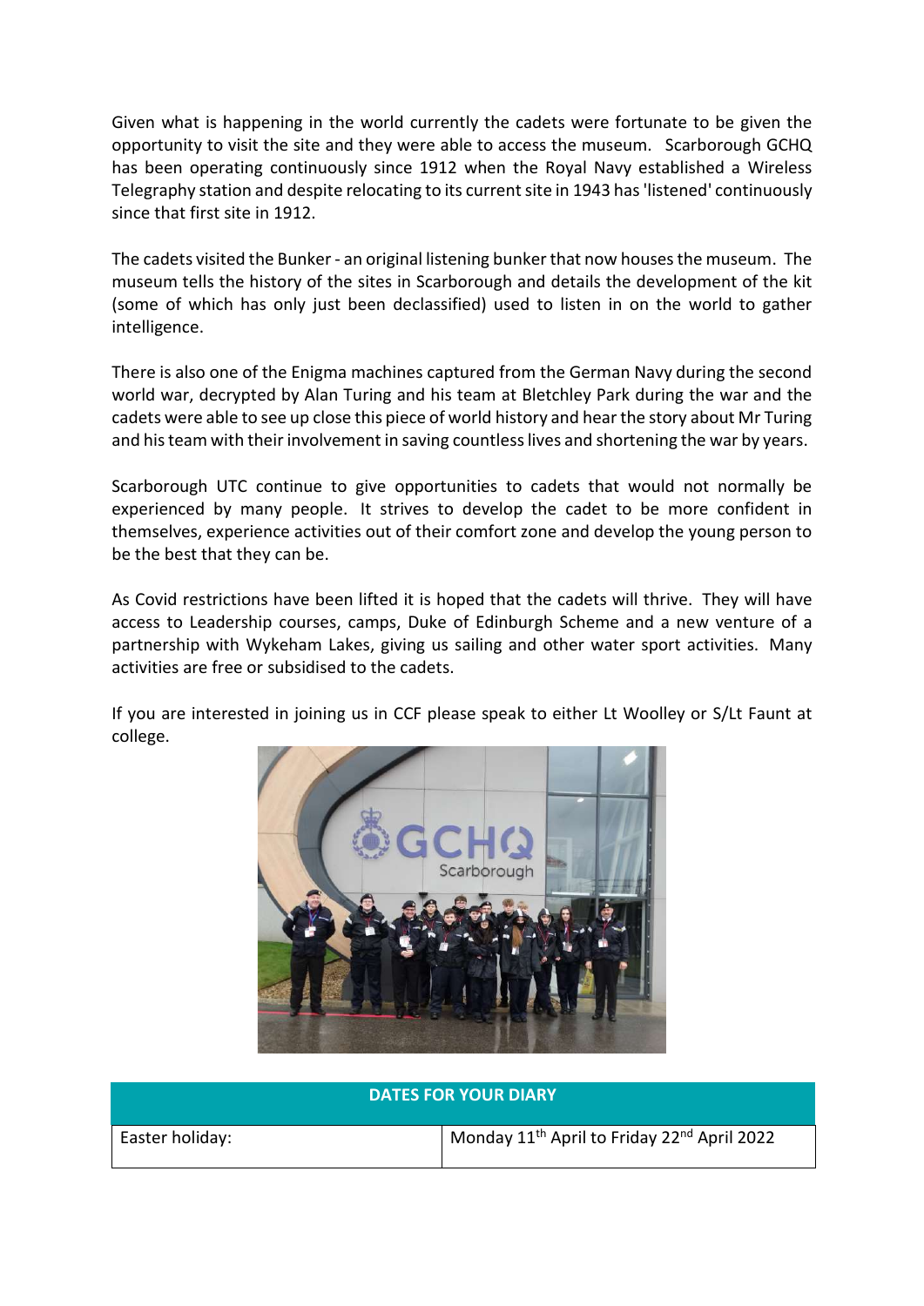Given what is happening in the world currently the cadets were fortunate to be given the opportunity to visit the site and they were able to access the museum. Scarborough GCHQ has been operating continuously since 1912 when the Royal Navy established a Wireless Telegraphy station and despite relocating to its current site in 1943 has 'listened' continuously since that first site in 1912.

The cadets visited the Bunker - an original listening bunker that now houses the museum. The museum tells the history of the sites in Scarborough and details the development of the kit (some of which has only just been declassified) used to listen in on the world to gather intelligence.

There is also one of the Enigma machines captured from the German Navy during the second world war, decrypted by Alan Turing and his team at Bletchley Park during the war and the cadets were able to see up close this piece of world history and hear the story about Mr Turing and his team with their involvement in saving countless lives and shortening the war by years.

Scarborough UTC continue to give opportunities to cadets that would not normally be experienced by many people. It strives to develop the cadet to be more confident in themselves, experience activities out of their comfort zone and develop the young person to be the best that they can be.

As Covid restrictions have been lifted it is hoped that the cadets will thrive. They will have access to Leadership courses, camps, Duke of Edinburgh Scheme and a new venture of a partnership with Wykeham Lakes, giving us sailing and other water sport activities. Many activities are free or subsidised to the cadets.

If you are interested in joining us in CCF please speak to either Lt Woolley or S/Lt Faunt at college.

| DATES FOR YOUR DIARY | |
|---|---|
| Easter holiday: | Monday 11th April to Friday 22nd April 2022 |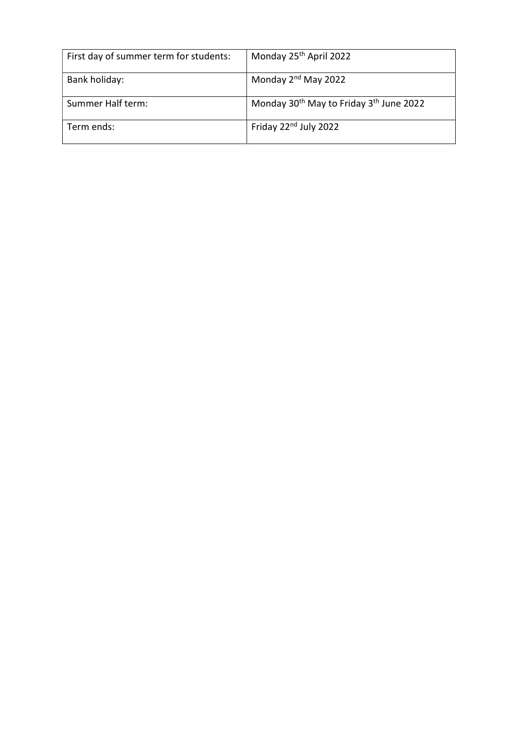| | |
|---|---|
| First day of summer term for students: | Monday 25th April 2022 |
| Bank holiday: | Monday 2nd May 2022 |
| Summer Half term: | Monday 30th May to Friday 3th June 2022 |
| Term ends: | Friday 22nd July 2022 |